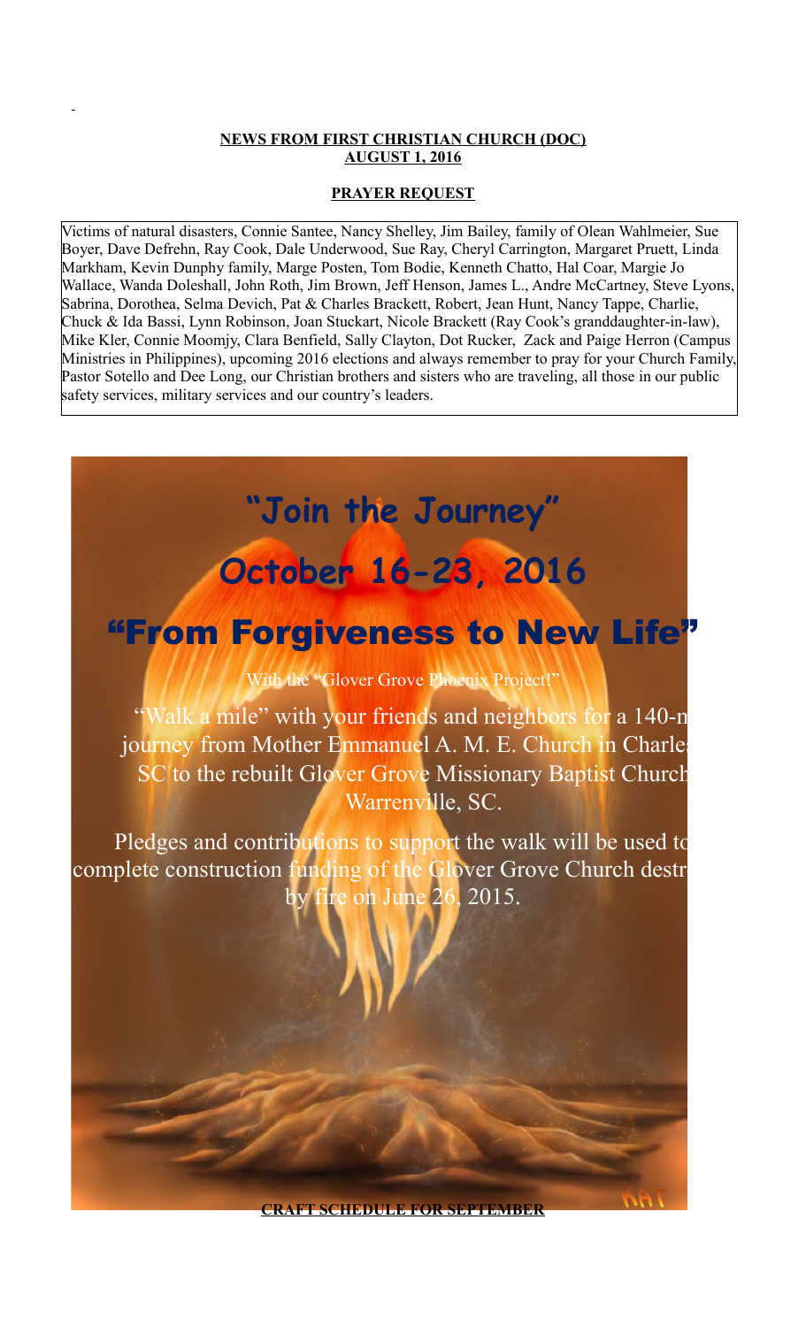**NEWS FROM FIRST CHRISTIAN CHURCH (DOC)**
**AUGUST 1, 2016**

**PRAYER REQUEST**

Victims of natural disasters, Connie Santee, Nancy Shelley, Jim Bailey, family of Olean Wahlmeier, Sue Boyer, Dave Defrehn, Ray Cook, Dale Underwood, Sue Ray, Cheryl Carrington, Margaret Pruett, Linda Markham, Kevin Dunphy family, Marge Posten, Tom Bodie, Kenneth Chatto, Hal Coar, Margie Jo Wallace, Wanda Doleshall, John Roth, Jim Brown, Jeff Henson, James L., Andre McCartney, Steve Lyons, Sabrina, Dorothea, Selma Devich, Pat & Charles Brackett, Robert, Jean Hunt, Nancy Tappe, Charlie, Chuck & Ida Bassi, Lynn Robinson, Joan Stuckart, Nicole Brackett (Ray Cook's granddaughter-in-law), Mike Kler, Connie Moomjy, Clara Benfield, Sally Clayton, Dot Rucker, Zack and Paige Herron (Campus Ministries in Philippines), upcoming 2016 elections and always remember to pray for your Church Family, Pastor Sotello and Dee Long, our Christian brothers and sisters who are traveling, all those in our public safety services, military services and our country's leaders.

# "Join the Journey"

# October 16-23, 2016

# "From Forgiveness to New Life"

With the "Glover Grove Phoenix Project!"

"Walk a mile" with your friends and neighbors for a 140-m journey from Mother Emmanuel A. M. E. Church in Charle SC to the rebuilt Glover Grove Missionary Baptist Church Warrenville, SC.

Pledges and contributions to support the walk will be used to complete construction funding of the Glover Grove Church destr by fire on June 26, 2015.

**CRAFT SCHEDULE FOR SEPTEMBER**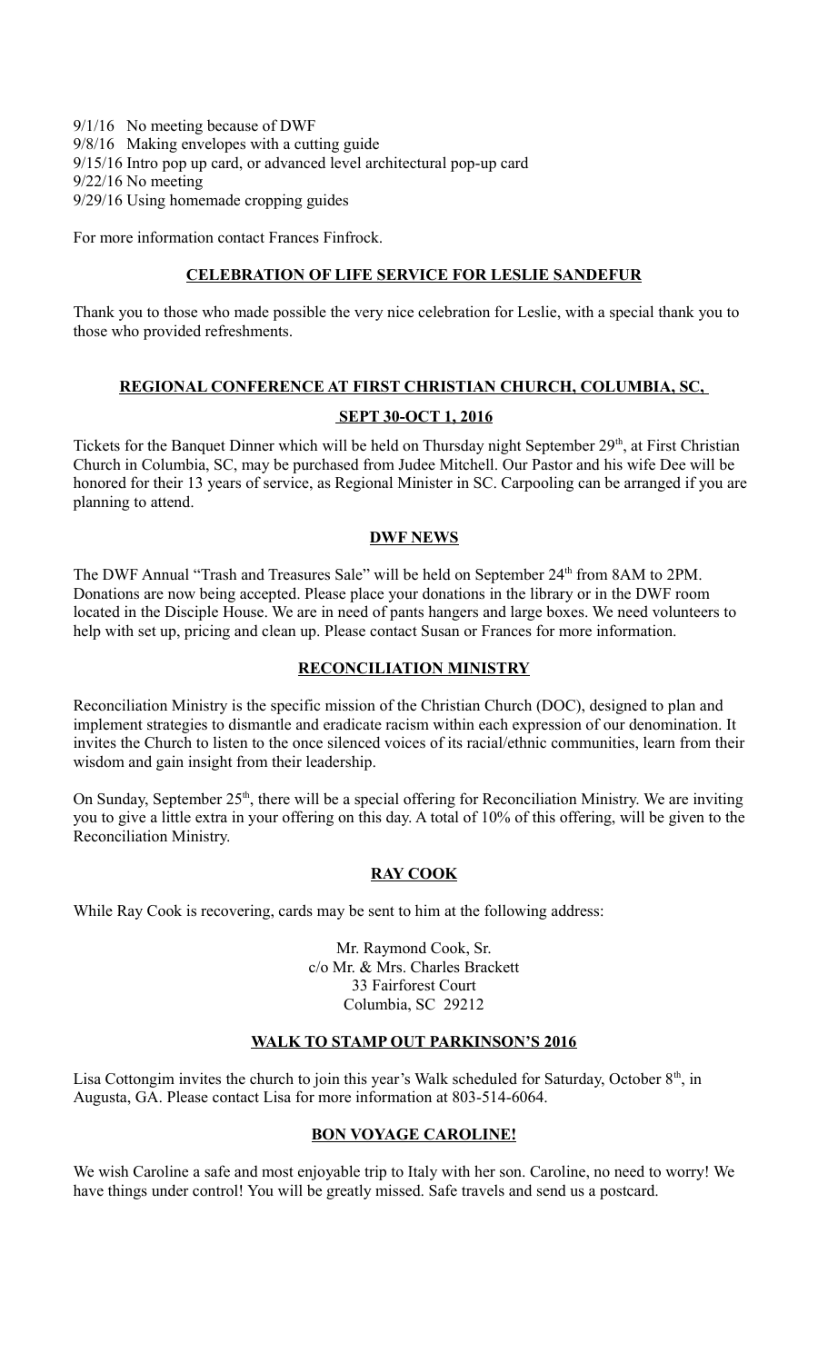9/1/16 No meeting because of DWF
9/8/16 Making envelopes with a cutting guide
9/15/16 Intro pop up card, or advanced level architectural pop-up card
9/22/16 No meeting
9/29/16 Using homemade cropping guides

For more information contact Frances Finfrock.

## CELEBRATION OF LIFE SERVICE FOR LESLIE SANDEFUR

Thank you to those who made possible the very nice celebration for Leslie, with a special thank you to those who provided refreshments.

## REGIONAL CONFERENCE AT FIRST CHRISTIAN CHURCH, COLUMBIA, SC, SEPT 30-OCT 1, 2016

Tickets for the Banquet Dinner which will be held on Thursday night September 29th, at First Christian Church in Columbia, SC, may be purchased from Judee Mitchell. Our Pastor and his wife Dee will be honored for their 13 years of service, as Regional Minister in SC. Carpooling can be arranged if you are planning to attend.

## DWF NEWS

The DWF Annual "Trash and Treasures Sale" will be held on September 24th from 8AM to 2PM. Donations are now being accepted. Please place your donations in the library or in the DWF room located in the Disciple House. We are in need of pants hangers and large boxes. We need volunteers to help with set up, pricing and clean up. Please contact Susan or Frances for more information.

## RECONCILIATION MINISTRY

Reconciliation Ministry is the specific mission of the Christian Church (DOC), designed to plan and implement strategies to dismantle and eradicate racism within each expression of our denomination. It invites the Church to listen to the once silenced voices of its racial/ethnic communities, learn from their wisdom and gain insight from their leadership.

On Sunday, September 25th, there will be a special offering for Reconciliation Ministry. We are inviting you to give a little extra in your offering on this day. A total of 10% of this offering, will be given to the Reconciliation Ministry.

## RAY COOK

While Ray Cook is recovering, cards may be sent to him at the following address:

Mr. Raymond Cook, Sr.
c/o Mr. & Mrs. Charles Brackett
33 Fairforest Court
Columbia, SC 29212

## WALK TO STAMP OUT PARKINSON'S 2016

Lisa Cottongim invites the church to join this year's Walk scheduled for Saturday, October 8th, in Augusta, GA. Please contact Lisa for more information at 803-514-6064.

## BON VOYAGE CAROLINE!

We wish Caroline a safe and most enjoyable trip to Italy with her son. Caroline, no need to worry! We have things under control! You will be greatly missed. Safe travels and send us a postcard.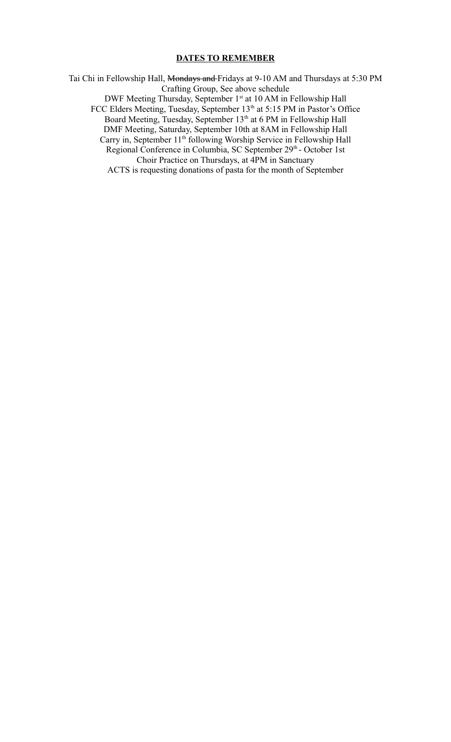## DATES TO REMEMBER

Tai Chi in Fellowship Hall, ~~Mondays and~~ Fridays at 9-10 AM and Thursdays at 5:30 PM

Crafting Group, See above schedule

DWF Meeting Thursday, September 1st at 10 AM in Fellowship Hall

FCC Elders Meeting, Tuesday, September 13th at 5:15 PM in Pastor's Office

Board Meeting, Tuesday, September 13th at 6 PM in Fellowship Hall

DMF Meeting, Saturday, September 10th at 8AM in Fellowship Hall

Carry in, September 11th following Worship Service in Fellowship Hall

Regional Conference in Columbia, SC September 29th - October 1st

Choir Practice on Thursdays, at 4PM in Sanctuary

ACTS is requesting donations of pasta for the month of September